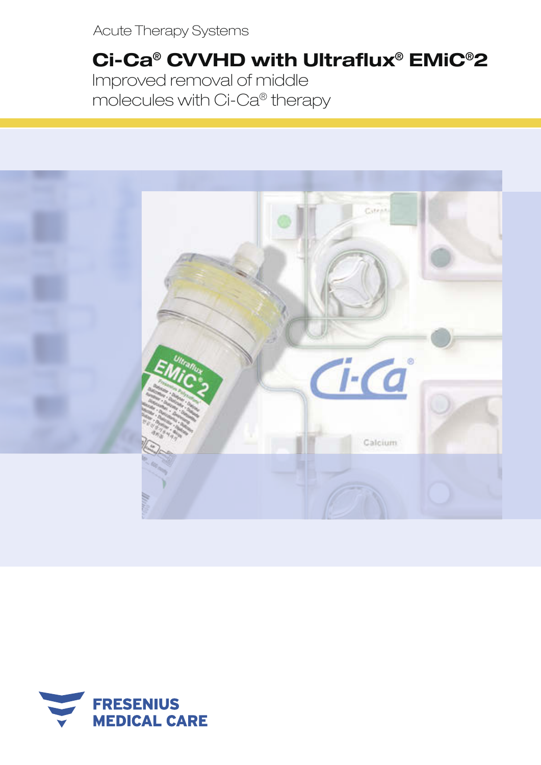Acute Therapy Systems

# Ci-Ca® CVVHD with Ultraflux® EMiC®2

Improved removal of middle molecules with Ci-Ca® therapy

FRESENIUS MEDICAL CARE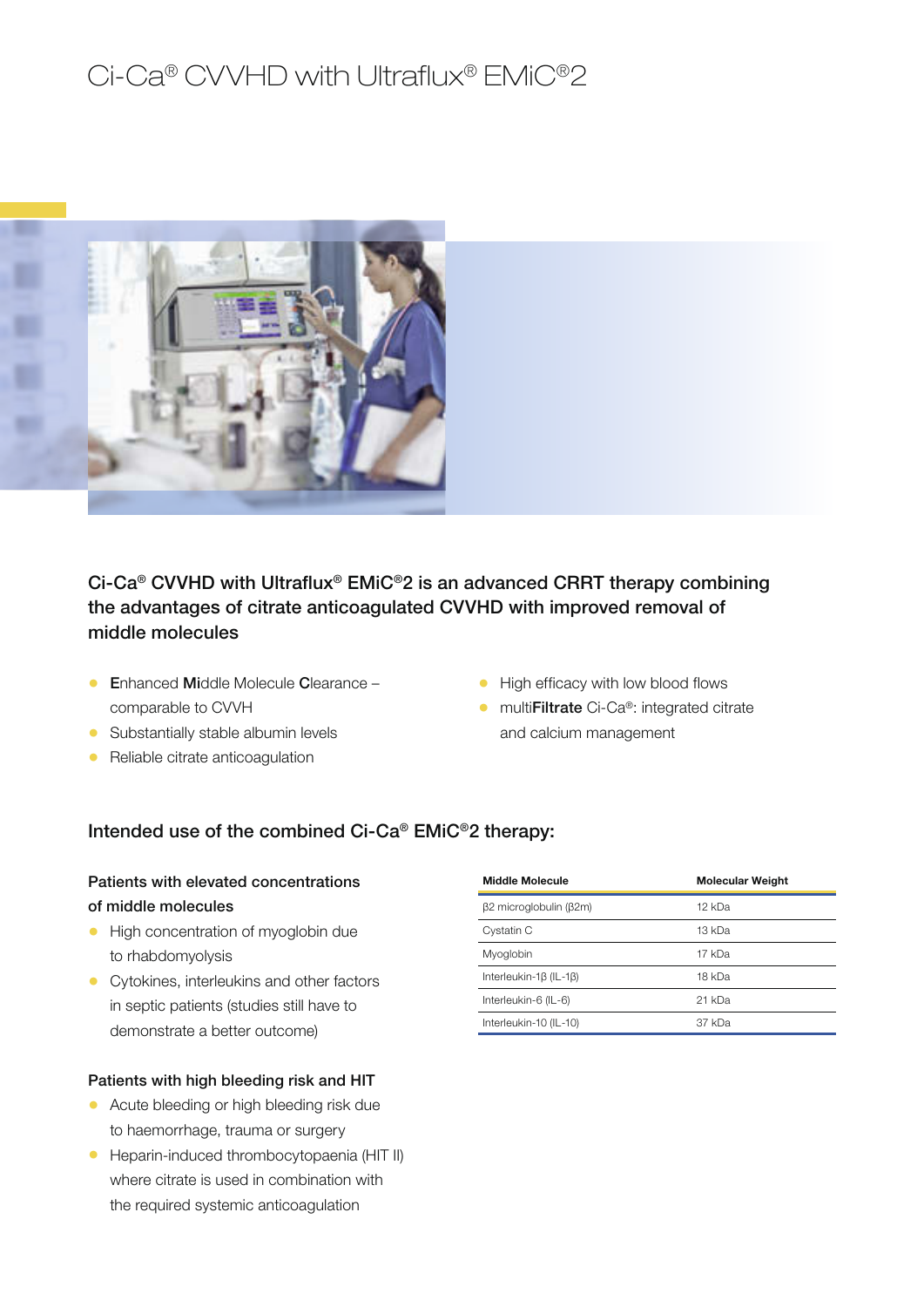# Ci-Ca® CVVHD with Ultraflux® EMiC®2

**Ci-Ca® CVVHD with Ultraflux® EMiC®2 is an advanced CRRT therapy combining the advantages of citrate anticoagulated CVVHD with improved removal of middle molecules**

- **E**nhanced **Mi**ddle Molecule **C**learance – comparable to CVVH
- Substantially stable albumin levels
- Reliable citrate anticoagulation
- High efficacy with low blood flows
- multi**Filtrate** Ci-Ca®: integrated citrate and calcium management

## Intended use of the combined Ci-Ca® EMiC®2 therapy:

**Patients with elevated concentrations of middle molecules**

- High concentration of myoglobin due to rhabdomyolysis
- Cytokines, interleukins and other factors in septic patients (studies still have to demonstrate a better outcome)

**Patients with high bleeding risk and HIT**

- Acute bleeding or high bleeding risk due to haemorrhage, trauma or surgery
- Heparin-induced thrombocytopaenia (HIT II) where citrate is used in combination with the required systemic anticoagulation

| Middle Molecule | Molecular Weight |
|---|---|
| β2 microglobulin (β2m) | 12 kDa |
| Cystatin C | 13 kDa |
| Myoglobin | 17 kDa |
| Interleukin-1β (IL-1β) | 18 kDa |
| Interleukin-6 (IL-6) | 21 kDa |
| Interleukin-10 (IL-10) | 37 kDa |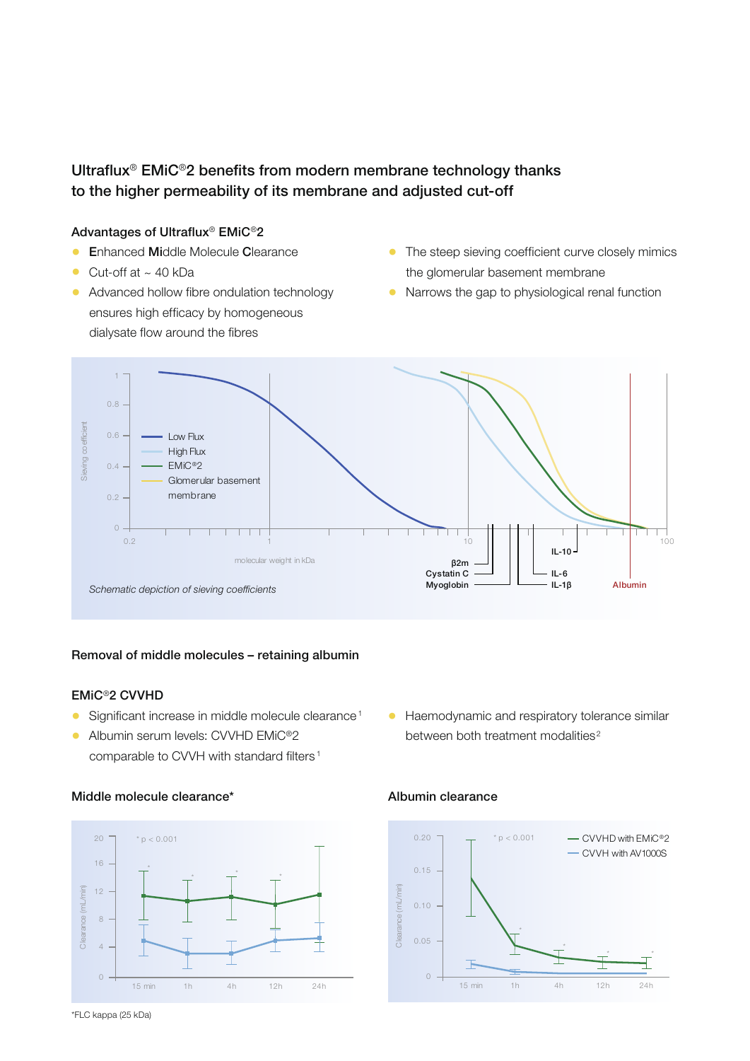## Ultraflux® EMiC®2 benefits from modern membrane technology thanks to the higher permeability of its membrane and adjusted cut-off

### Advantages of Ultraflux® EMiC®2

- **E**nhanced **Mi**ddle Molecule **C**learance
- Cut-off at ~ 40 kDa
- Advanced hollow fibre ondulation technology ensures high efficacy by homogeneous dialysate flow around the fibres
- The steep sieving coefficient curve closely mimics the glomerular basement membrane
- Narrows the gap to physiological renal function

Sieving coefficient

Low Flux
High Flux
EMiC®2
Glomerular basement membrane

molecular weight in kDa

β2m
Cystatin C
Myoglobin
IL-10
IL-6
IL-1β
Albumin

*Schematic depiction of sieving coefficients*

### Removal of middle molecules – retaining albumin

### EMiC®2 CVVHD

- Significant increase in middle molecule clearance[1]
- Albumin serum levels: CVVHD EMiC®2 comparable to CVVH with standard filters[1]
- Haemodynamic and respiratory tolerance similar between both treatment modalities[2]

### Middle molecule clearance*

\* $p < 0.001$

Clearance (mL/min)

15 min, 1h, 4h, 12h, 24h

### Albumin clearance

\* $p < 0.001$

CVVHD with EMiC®2
CVVH with AV1000S

Clearance (mL/min)

15 min, 1h, 4h, 12h, 24h

*FLC kappa (25 kDa)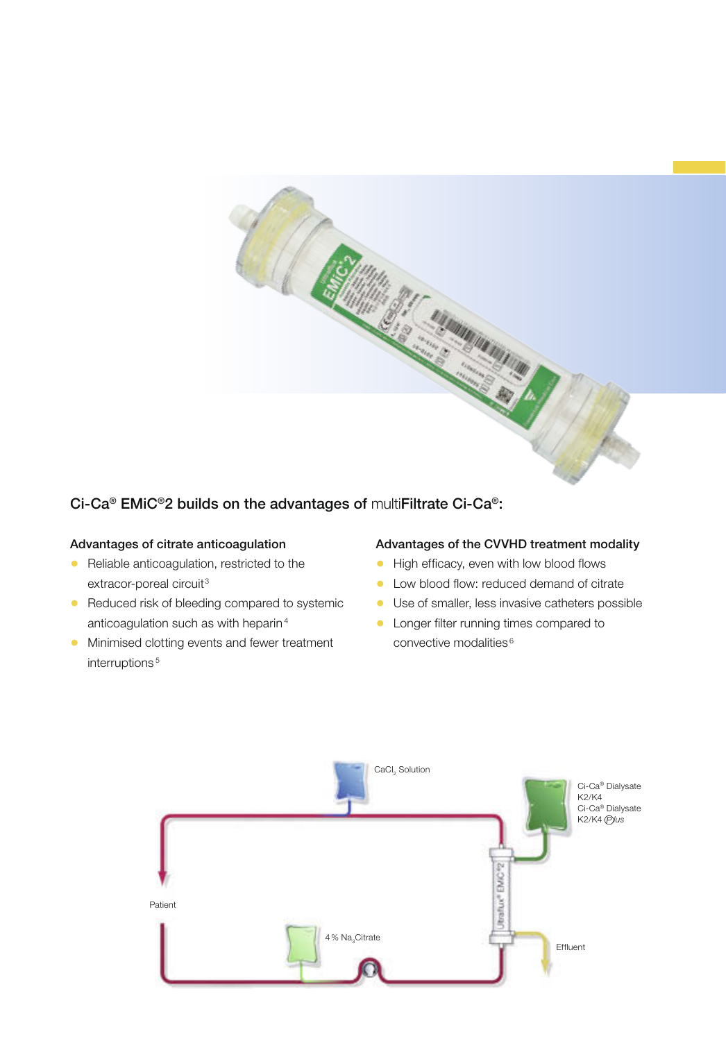## Ci-Ca® EMiC®2 builds on the advantages of multiFiltrate Ci-Ca®:

### Advantages of citrate anticoagulation

- Reliable anticoagulation, restricted to the extracor-poreal circuit[3]
- Reduced risk of bleeding compared to systemic anticoagulation such as with heparin[4]
- Minimised clotting events and fewer treatment interruptions[5]

### Advantages of the CVVHD treatment modality

- High efficacy, even with low blood flows
- Low blood flow: reduced demand of citrate
- Use of smaller, less invasive catheters possible
- Longer filter running times compared to convective modalities[6]

$CaCl_2$ Solution

Ci-Ca® Dialysate K2/K4
Ci-Ca® Dialysate K2/K4 Plus

Patient

Ultraflux® EMiC®2

4 % $Na_3Citrate$

Effluent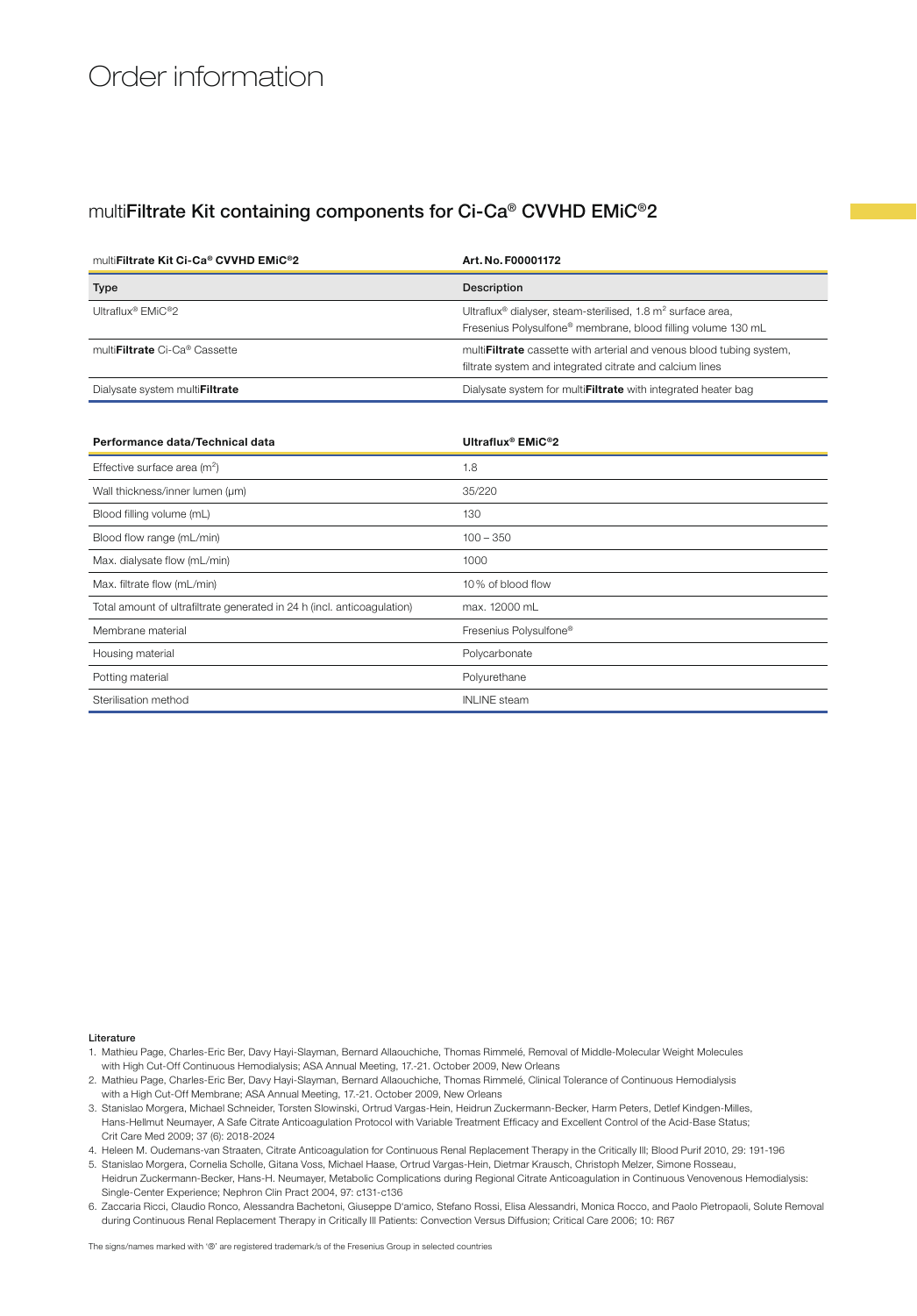# Order information

## multi**Filtrate Kit containing components for Ci-Ca® CVVHD EMiC®2**

| multi**Filtrate Kit Ci-Ca® CVVHD EMiC®2** | **Art. No. F00001172** |
|---|---|
| **Type** | **Description** |
| Ultraflux® EMiC®2 | Ultraflux® dialyser, steam-sterilised, 1.8 $m^2$ surface area, Fresenius Polysulfone® membrane, blood filling volume 130 mL |
| multi**Filtrate** Ci-Ca® Cassette | multi**Filtrate** cassette with arterial and venous blood tubing system, filtrate system and integrated citrate and calcium lines |
| Dialysate system multi**Filtrate** | Dialysate system for multi**Filtrate** with integrated heater bag |

| **Performance data/Technical data** | **Ultraflux® EMiC®2** |
|---|---|
| Effective surface area ($m^2$) | 1.8 |
| Wall thickness/inner lumen (µm) | 35/220 |
| Blood filling volume (mL) | 130 |
| Blood flow range (mL/min) | 100 – 350 |
| Max. dialysate flow (mL/min) | 1000 |
| Max. filtrate flow (mL/min) | 10% of blood flow |
| Total amount of ultrafiltrate generated in 24 h (incl. anticoagulation) | max. 12000 mL |
| Membrane material | Fresenius Polysulfone® |
| Housing material | Polycarbonate |
| Potting material | Polyurethane |
| Sterilisation method | INLINE steam |

**Literature**

1. Mathieu Page, Charles-Eric Ber, Davy Hayi-Slayman, Bernard Allaouchiche, Thomas Rimmelé, Removal of Middle-Molecular Weight Molecules with High Cut-Off Continuous Hemodialysis; ASA Annual Meeting, 17.-21. October 2009, New Orleans
2. Mathieu Page, Charles-Eric Ber, Davy Hayi-Slayman, Bernard Allaouchiche, Thomas Rimmelé, Clinical Tolerance of Continuous Hemodialysis with a High Cut-Off Membrane; ASA Annual Meeting, 17.-21. October 2009, New Orleans
3. Stanislao Morgera, Michael Schneider, Torsten Slowinski, Ortrud Vargas-Hein, Heidrun Zuckermann-Becker, Harm Peters, Detlef Kindgen-Milles, Hans-Hellmut Neumayer, A Safe Citrate Anticoagulation Protocol with Variable Treatment Efficacy and Excellent Control of the Acid-Base Status; Crit Care Med 2009; 37 (6): 2018-2024
4. Heleen M. Oudemans-van Straaten, Citrate Anticoagulation for Continuous Renal Replacement Therapy in the Critically Ill; Blood Purif 2010, 29: 191-196
5. Stanislao Morgera, Cornelia Scholle, Gitana Voss, Michael Haase, Ortrud Vargas-Hein, Dietmar Krausch, Christoph Melzer, Simone Rosseau, Heidrun Zuckermann-Becker, Hans-H. Neumayer, Metabolic Complications during Regional Citrate Anticoagulation in Continuous Venovenous Hemodialysis: Single-Center Experience; Nephron Clin Pract 2004, 97: c131-c136
6. Zaccaria Ricci, Claudio Ronco, Alessandra Bachetoni, Giuseppe D'amico, Stefano Rossi, Elisa Alessandri, Monica Rocco, and Paolo Pietropaoli, Solute Removal during Continuous Renal Replacement Therapy in Critically Ill Patients: Convection Versus Diffusion; Critical Care 2006; 10: R67

The signs/names marked with '®' are registered trademark/s of the Fresenius Group in selected countries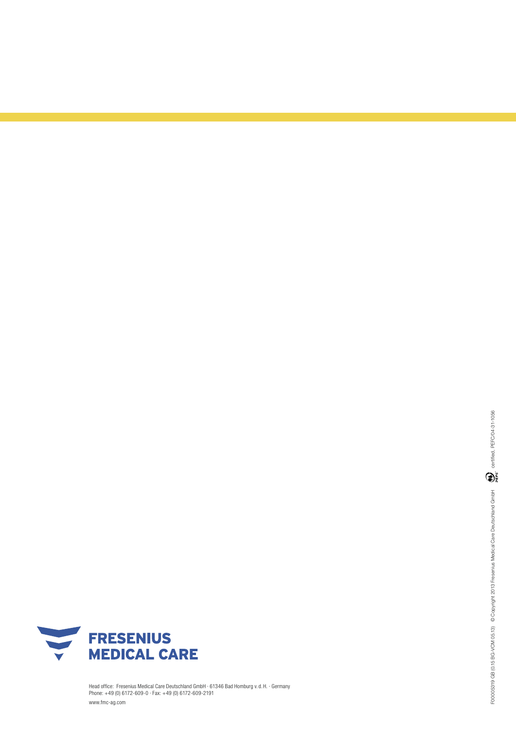FRESENIUS
MEDICAL CARE

Head office: Fresenius Medical Care Deutschland GmbH · 61346 Bad Homburg v. d. H. · Germany
Phone: +49 (0) 6172-609-0 · Fax: +49 (0) 6172-609-2191

www.fmc-ag.com

F00005319 GB (0.15 BG-VCM 05.13) © Copyright 2013 Fresenius Medical Care Deutschland GmbH certified, PEFC/04-31-1056